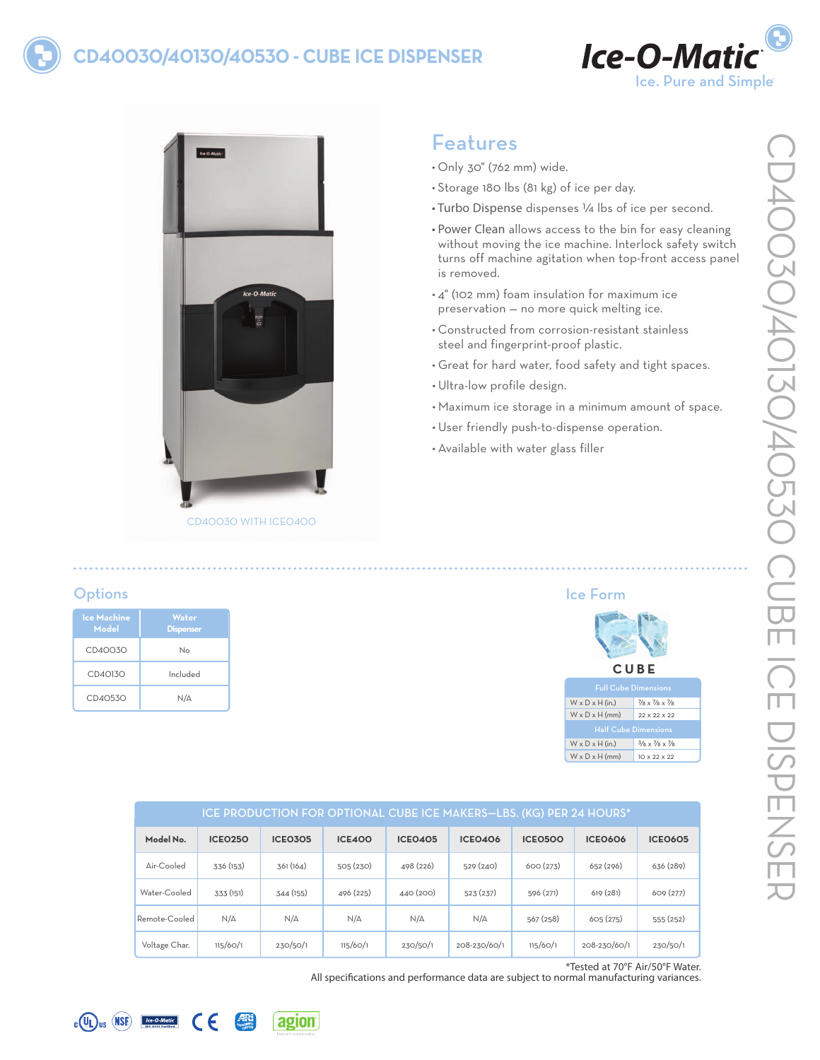# CD40030/40130/40530 - CUBE ICE DISPENSER

Ice-O-Matic
Ice. Pure and Simple

CD40030 WITH ICE0400

## Features

- Only 30" (762 mm) wide.
- Storage 180 lbs (81 kg) of ice per day.
- Turbo Dispense dispenses ¼ lbs of ice per second.
- Power Clean allows access to the bin for easy cleaning without moving the ice machine. Interlock safety switch turns off machine agitation when top-front access panel is removed.
- 4" (102 mm) foam insulation for maximum ice preservation – no more quick melting ice.
- Constructed from corrosion-resistant stainless steel and fingerprint-proof plastic.
- Great for hard water, food safety and tight spaces.
- Ultra-low profile design.
- Maximum ice storage in a minimum amount of space.
- User friendly push-to-dispense operation.
- Available with water glass filler

## Options

| Ice Machine Model | Water Dispenser |
|---|---|
| CD40030 | No |
| CD40130 | Included |
| CD40530 | N/A |

## Ice Form

CUBE

| Full Cube Dimensions | |
|---|---|
| W x D x H (in.) | ⅞ x ⅞ x ⅞ |
| W x D x H (mm) | 22 x 22 x 22 |
| **Half Cube Dimensions** | |
| W x D x H (in.) | ⅜ x ⅞ x ⅞ |
| W x D x H (mm) | 10 x 22 x 22 |

## ICE PRODUCTION FOR OPTIONAL CUBE ICE MAKERS—LBS. (KG) PER 24 HOURS*

| Model No. | ICE0250 | ICE0305 | ICE400 | ICE0405 | ICE0406 | ICE0500 | ICE0606 | ICE0605 |
|---|---|---|---|---|---|---|---|---|
| Air-Cooled | 336 (153) | 361 (164) | 505 (230) | 498 (226) | 529 (240) | 600 (273) | 652 (296) | 636 (289) |
| Water-Cooled | 333 (151) | 344 (155) | 496 (225) | 440 (200) | 523 (237) | 596 (271) | 619 (281) | 609 (277) |
| Remote-Cooled | N/A | N/A | N/A | N/A | N/A | 567 (258) | 605 (275) | 555 (252) |
| Voltage Char. | 115/60/1 | 230/50/1 | 115/60/1 | 230/50/1 | 208-230/60/1 | 115/60/1 | 208-230/60/1 | 230/50/1 |

*Tested at 70°F Air/50°F Water.
All specifications and performance data are subject to normal manufacturing variances.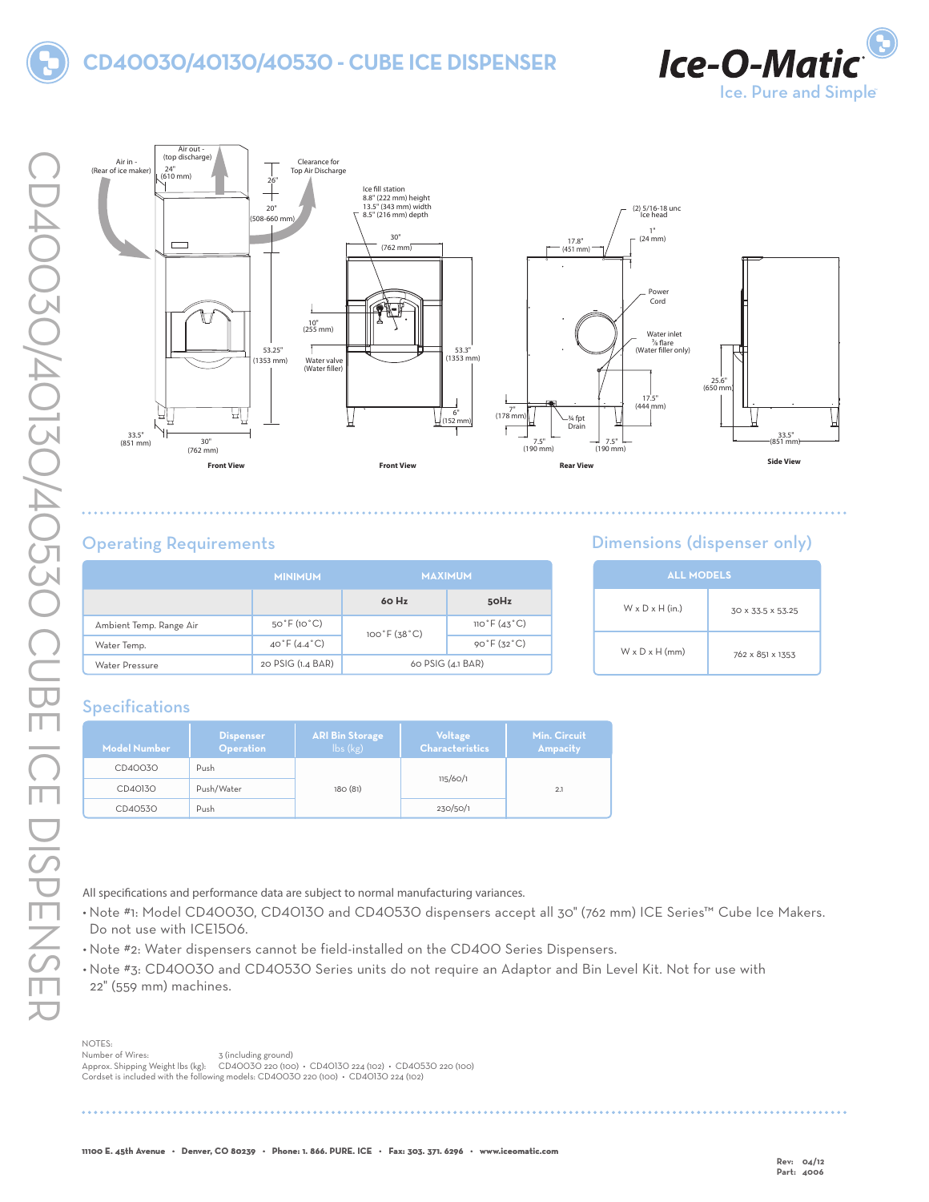# CD40030/40130/40530 - CUBE ICE DISPENSER

Ice-O-Matic
Ice. Pure and Simple

Air out - (top discharge)
Air in - (Rear of ice maker)
24" (610 mm)
26"
20" (508-660 mm)
Clearance for Top Air Discharge
53.25" (1353 mm)
33.5" (851 mm)
30" (762 mm)
Front View

Ice fill station
8.8" (222 mm) height
13.5" (343 mm) width
8.5" (216 mm) depth
30" (762 mm)
10" (255 mm)
Water valve (Water filler)
53.3" (1353 mm)
6" (152 mm)
Front View

(2) 5/16-18 unc Ice head
1" (24 mm)
17.8" (451 mm)
Power Cord
Water inlet ⅜ flare (Water filler only)
17.5" (444 mm)
7" (178 mm)
¾ fpt Drain
7.5" (190 mm)
7.5" (190 mm)
Rear View

25.6" (650 mm)
33.5" (851 mm)
Side View

## Operating Requirements

| | MINIMUM | MAXIMUM | |
|---|---|---|---|
| | | 60 Hz | 50Hz |
| Ambient Temp. Range Air | 50˚F (10˚C) | 100˚F (38˚C) | 110˚F (43˚C) |
| Water Temp. | 40˚F (4.4˚C) | | 90˚F (32˚C) |
| Water Pressure | 20 PSIG (1.4 BAR) | 60 PSIG (4.1 BAR) | |

## Dimensions (dispenser only)

| ALL MODELS | |
|---|---|
| W x D x H (in.) | 30 x 33.5 x 53.25 |
| W x D x H (mm) | 762 x 851 x 1353 |

## Specifications

| Model Number | Dispenser Operation | ARI Bin Storage lbs (kg) | Voltage Characteristics | Min. Circuit Ampacity |
|---|---|---|---|---|
| CD40030 | Push | 180 (81) | 115/60/1 | 2.1 |
| CD40130 | Push/Water | | | |
| CD40530 | Push | | 230/50/1 | |

All specifications and performance data are subject to normal manufacturing variances.

- Note #1: Model CD40030, CD40130 and CD40530 dispensers accept all 30" (762 mm) ICE Series™ Cube Ice Makers. Do not use with ICE1506.
- Note #2: Water dispensers cannot be field-installed on the CD400 Series Dispensers.
- Note #3: CD40030 and CD40530 Series units do not require an Adaptor and Bin Level Kit. Not for use with 22" (559 mm) machines.

NOTES:
Number of Wires: 3 (including ground)
Approx. Shipping Weight lbs (kg): CD40030 220 (100) • CD40130 224 (102) • CD40530 220 (100)
Cordset is included with the following models: CD40030 220 (100) • CD40130 224 (102)

11100 E. 45th Avenue • Denver, CO 80239 • Phone: 1. 866. PURE. ICE • Fax: 303. 371. 6296 • www.iceomatic.com

Rev: 04/12
Part: 4006